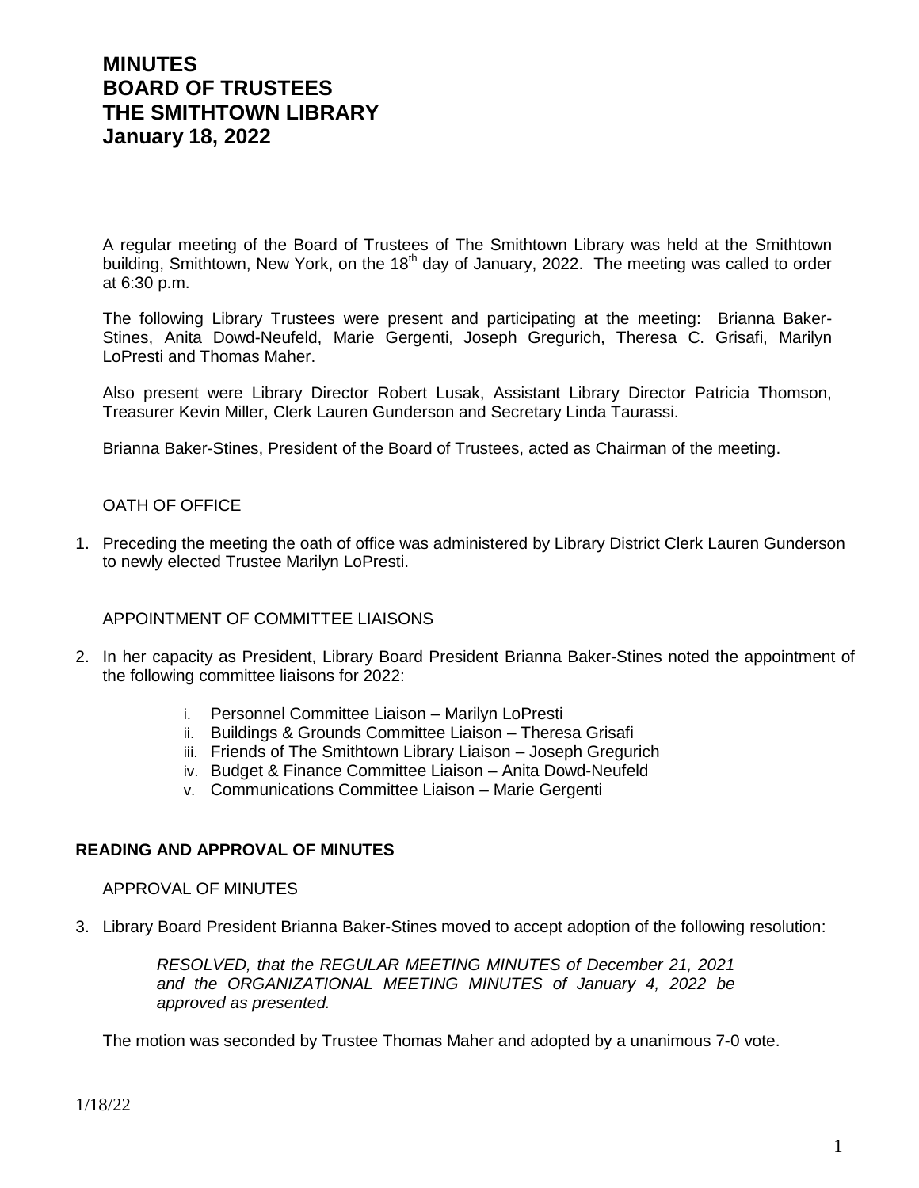# MINUTES
# BOARD OF TRUSTEES
# THE SMITHTOWN LIBRARY
# January 18, 2022

A regular meeting of the Board of Trustees of The Smithtown Library was held at the Smithtown building, Smithtown, New York, on the 18th day of January, 2022. The meeting was called to order at 6:30 p.m.

The following Library Trustees were present and participating at the meeting: Brianna Baker-Stines, Anita Dowd-Neufeld, Marie Gergenti, Joseph Gregurich, Theresa C. Grisafi, Marilyn LoPresti and Thomas Maher.

Also present were Library Director Robert Lusak, Assistant Library Director Patricia Thomson, Treasurer Kevin Miller, Clerk Lauren Gunderson and Secretary Linda Taurassi.

Brianna Baker-Stines, President of the Board of Trustees, acted as Chairman of the meeting.

OATH OF OFFICE

1. Preceding the meeting the oath of office was administered by Library District Clerk Lauren Gunderson to newly elected Trustee Marilyn LoPresti.

APPOINTMENT OF COMMITTEE LIAISONS

2. In her capacity as President, Library Board President Brianna Baker-Stines noted the appointment of the following committee liaisons for 2022:

   i. Personnel Committee Liaison – Marilyn LoPresti
   ii. Buildings & Grounds Committee Liaison – Theresa Grisafi
   iii. Friends of The Smithtown Library Liaison – Joseph Gregurich
   iv. Budget & Finance Committee Liaison – Anita Dowd-Neufeld
   v. Communications Committee Liaison – Marie Gergenti

**READING AND APPROVAL OF MINUTES**

APPROVAL OF MINUTES

3. Library Board President Brianna Baker-Stines moved to accept adoption of the following resolution:

   *RESOLVED, that the REGULAR MEETING MINUTES of December 21, 2021 and the ORGANIZATIONAL MEETING MINUTES of January 4, 2022 be approved as presented.*

   The motion was seconded by Trustee Thomas Maher and adopted by a unanimous 7-0 vote.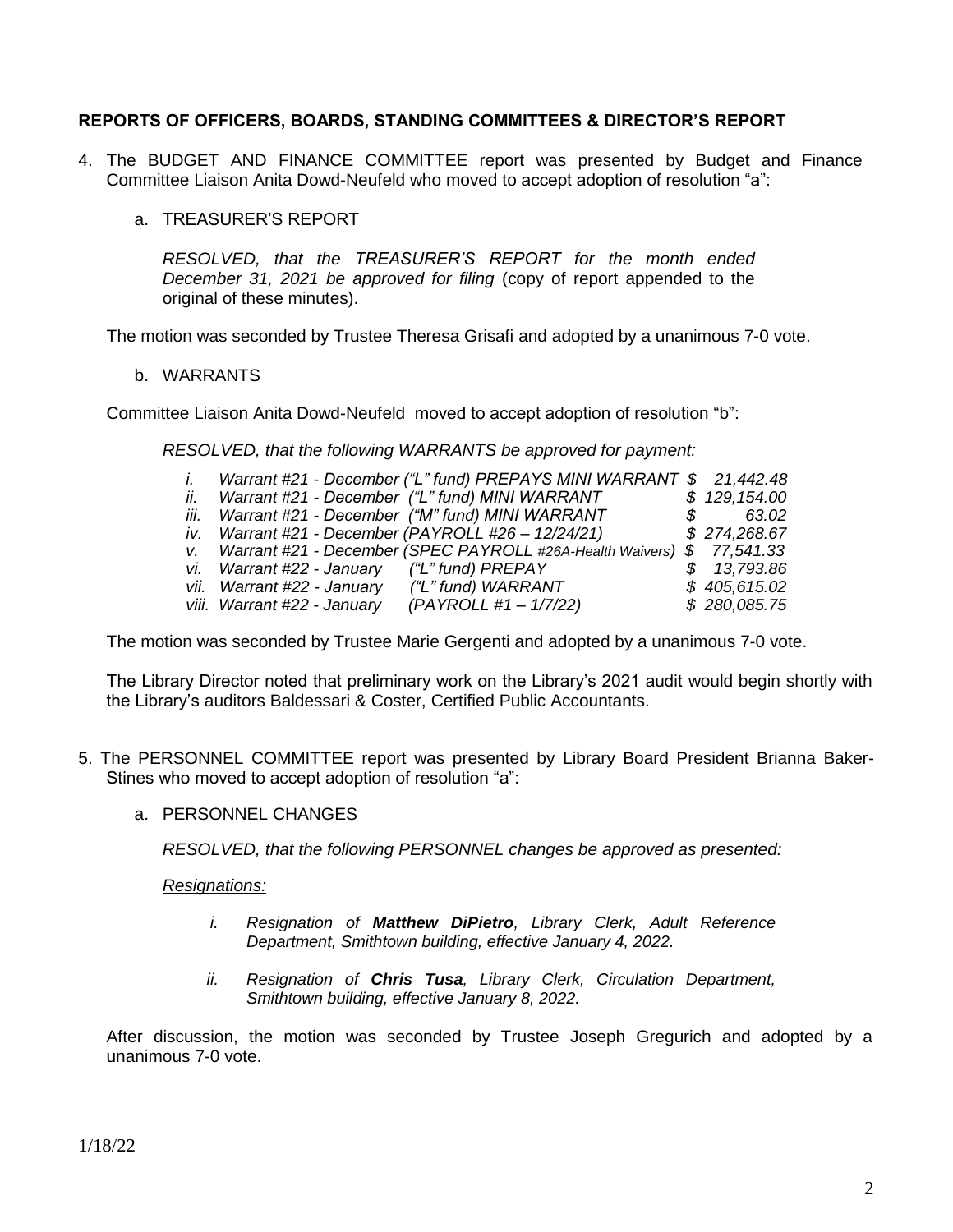**REPORTS OF OFFICERS, BOARDS, STANDING COMMITTEES & DIRECTOR'S REPORT**

4. The BUDGET AND FINANCE COMMITTEE report was presented by Budget and Finance Committee Liaison Anita Dowd-Neufeld who moved to accept adoption of resolution "a":

   a. TREASURER'S REPORT

      *RESOLVED, that the TREASURER'S REPORT for the month ended December 31, 2021 be approved for filing* (copy of report appended to the original of these minutes).

   The motion was seconded by Trustee Theresa Grisafi and adopted by a unanimous 7-0 vote.

   b. WARRANTS

   Committee Liaison Anita Dowd-Neufeld moved to accept adoption of resolution "b":

   *RESOLVED, that the following WARRANTS be approved for payment:*

| | | |
|---|---|---|
| *i.* | *Warrant #21 - December ("L" fund) PREPAYS MINI WARRANT* | *$ 21,442.48* |
| *ii.* | *Warrant #21 - December ("L" fund) MINI WARRANT* | *$ 129,154.00* |
| *iii.* | *Warrant #21 - December ("M" fund) MINI WARRANT* | *$ 63.02* |
| *iv.* | *Warrant #21 - December (PAYROLL #26 – 12/24/21)* | *$ 274,268.67* |
| *v.* | *Warrant #21 - December (SPEC PAYROLL #26A-Health Waivers)* | *$ 77,541.33* |
| *vi.* | *Warrant #22 - January ("L" fund) PREPAY* | *$ 13,793.86* |
| *vii.* | *Warrant #22 - January ("L" fund) WARRANT* | *$ 405,615.02* |
| *viii.* | *Warrant #22 - January (PAYROLL #1 – 1/7/22)* | *$ 280,085.75* |

   The motion was seconded by Trustee Marie Gergenti and adopted by a unanimous 7-0 vote.

   The Library Director noted that preliminary work on the Library's 2021 audit would begin shortly with the Library's auditors Baldessari & Coster, Certified Public Accountants.

5. The PERSONNEL COMMITTEE report was presented by Library Board President Brianna Baker-Stines who moved to accept adoption of resolution "a":

   a. PERSONNEL CHANGES

      *RESOLVED, that the following PERSONNEL changes be approved as presented:*

      *Resignations:*

      *i. Resignation of **Matthew DiPietro**, Library Clerk, Adult Reference Department, Smithtown building, effective January 4, 2022.*

      *ii. Resignation of **Chris Tusa**, Library Clerk, Circulation Department, Smithtown building, effective January 8, 2022.*

   After discussion, the motion was seconded by Trustee Joseph Gregurich and adopted by a unanimous 7-0 vote.

1/18/22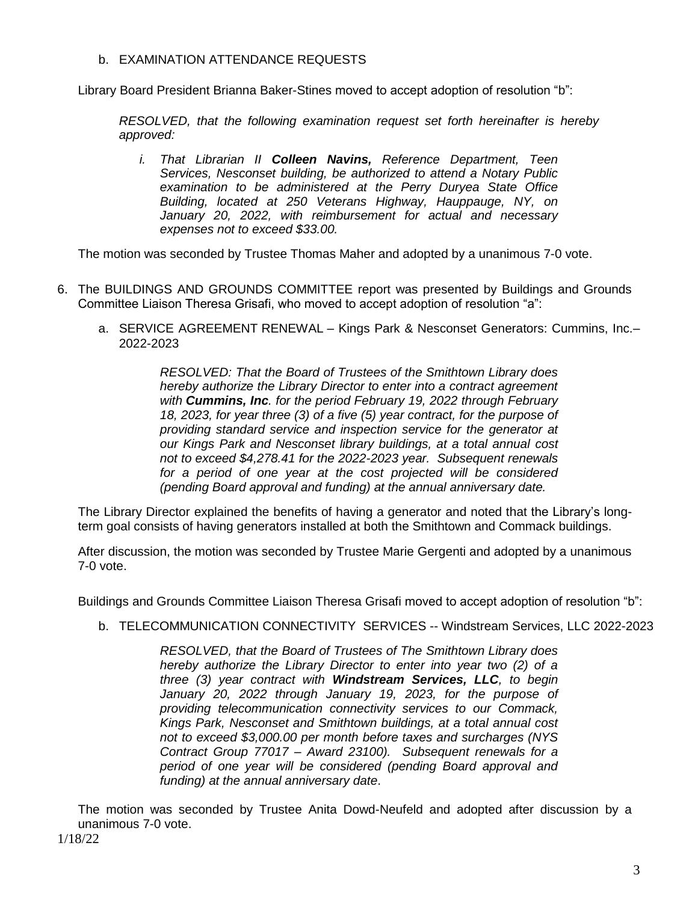b. EXAMINATION ATTENDANCE REQUESTS

Library Board President Brianna Baker-Stines moved to accept adoption of resolution "b":

> *RESOLVED, that the following examination request set forth hereinafter is hereby approved:*
>
> *i. That Librarian II **Colleen Navins,** Reference Department, Teen Services, Nesconset building, be authorized to attend a Notary Public examination to be administered at the Perry Duryea State Office Building, located at 250 Veterans Highway, Hauppauge, NY, on January 20, 2022, with reimbursement for actual and necessary expenses not to exceed $33.00.*

The motion was seconded by Trustee Thomas Maher and adopted by a unanimous 7-0 vote.

6. The BUILDINGS AND GROUNDS COMMITTEE report was presented by Buildings and Grounds Committee Liaison Theresa Grisafi, who moved to accept adoption of resolution "a":

   a. SERVICE AGREEMENT RENEWAL – Kings Park & Nesconset Generators: Cummins, Inc.– 2022-2023

   > *RESOLVED: That the Board of Trustees of the Smithtown Library does hereby authorize the Library Director to enter into a contract agreement with **Cummins, Inc**. for the period February 19, 2022 through February 18, 2023, for year three (3) of a five (5) year contract, for the purpose of providing standard service and inspection service for the generator at our Kings Park and Nesconset library buildings, at a total annual cost not to exceed $4,278.41 for the 2022-2023 year. Subsequent renewals for a period of one year at the cost projected will be considered (pending Board approval and funding) at the annual anniversary date.*

The Library Director explained the benefits of having a generator and noted that the Library's long-term goal consists of having generators installed at both the Smithtown and Commack buildings.

After discussion, the motion was seconded by Trustee Marie Gergenti and adopted by a unanimous 7-0 vote.

Buildings and Grounds Committee Liaison Theresa Grisafi moved to accept adoption of resolution "b":

   b. TELECOMMUNICATION CONNECTIVITY SERVICES -- Windstream Services, LLC 2022-2023

   > *RESOLVED, that the Board of Trustees of The Smithtown Library does hereby authorize the Library Director to enter into year two (2) of a three (3) year contract with **Windstream Services, LLC**, to begin January 20, 2022 through January 19, 2023, for the purpose of providing telecommunication connectivity services to our Commack, Kings Park, Nesconset and Smithtown buildings, at a total annual cost not to exceed $3,000.00 per month before taxes and surcharges (NYS Contract Group 77017 – Award 23100). Subsequent renewals for a period of one year will be considered (pending Board approval and funding) at the annual anniversary date.*

The motion was seconded by Trustee Anita Dowd-Neufeld and adopted after discussion by a unanimous 7-0 vote.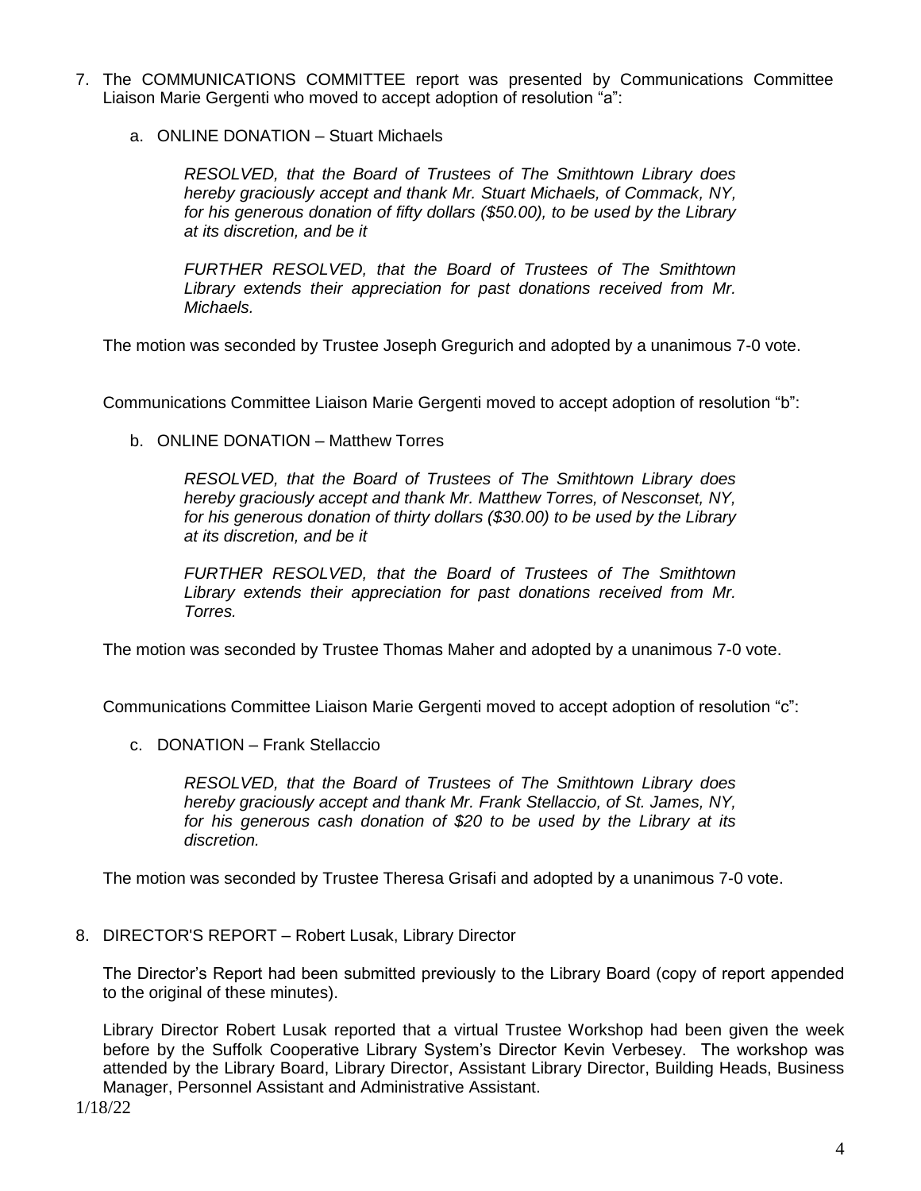7. The COMMUNICATIONS COMMITTEE report was presented by Communications Committee Liaison Marie Gergenti who moved to accept adoption of resolution "a":

   a. ONLINE DONATION – Stuart Michaels

      *RESOLVED, that the Board of Trustees of The Smithtown Library does hereby graciously accept and thank Mr. Stuart Michaels, of Commack, NY, for his generous donation of fifty dollars ($50.00), to be used by the Library at its discretion, and be it*

      *FURTHER RESOLVED, that the Board of Trustees of The Smithtown Library extends their appreciation for past donations received from Mr. Michaels.*

   The motion was seconded by Trustee Joseph Gregurich and adopted by a unanimous 7-0 vote.

   Communications Committee Liaison Marie Gergenti moved to accept adoption of resolution "b":

   b. ONLINE DONATION – Matthew Torres

      *RESOLVED, that the Board of Trustees of The Smithtown Library does hereby graciously accept and thank Mr. Matthew Torres, of Nesconset, NY, for his generous donation of thirty dollars ($30.00) to be used by the Library at its discretion, and be it*

      *FURTHER RESOLVED, that the Board of Trustees of The Smithtown Library extends their appreciation for past donations received from Mr. Torres.*

   The motion was seconded by Trustee Thomas Maher and adopted by a unanimous 7-0 vote.

   Communications Committee Liaison Marie Gergenti moved to accept adoption of resolution "c":

   c. DONATION – Frank Stellaccio

      *RESOLVED, that the Board of Trustees of The Smithtown Library does hereby graciously accept and thank Mr. Frank Stellaccio, of St. James, NY, for his generous cash donation of $20 to be used by the Library at its discretion.*

   The motion was seconded by Trustee Theresa Grisafi and adopted by a unanimous 7-0 vote.

8. DIRECTOR'S REPORT – Robert Lusak, Library Director

   The Director's Report had been submitted previously to the Library Board (copy of report appended to the original of these minutes).

   Library Director Robert Lusak reported that a virtual Trustee Workshop had been given the week before by the Suffolk Cooperative Library System's Director Kevin Verbesey. The workshop was attended by the Library Board, Library Director, Assistant Library Director, Building Heads, Business Manager, Personnel Assistant and Administrative Assistant.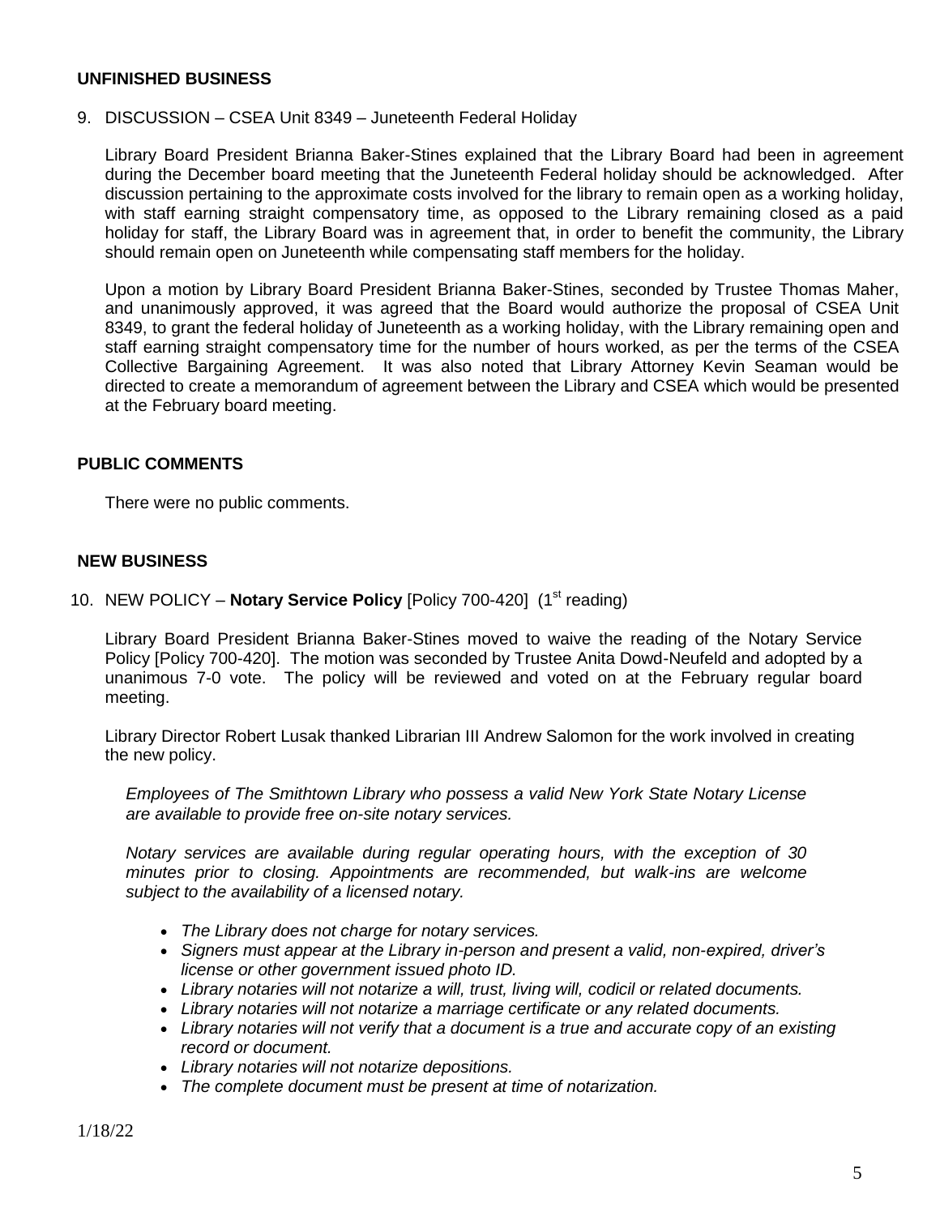**UNFINISHED BUSINESS**

9. DISCUSSION – CSEA Unit 8349 – Juneteenth Federal Holiday

   Library Board President Brianna Baker-Stines explained that the Library Board had been in agreement during the December board meeting that the Juneteenth Federal holiday should be acknowledged. After discussion pertaining to the approximate costs involved for the library to remain open as a working holiday, with staff earning straight compensatory time, as opposed to the Library remaining closed as a paid holiday for staff, the Library Board was in agreement that, in order to benefit the community, the Library should remain open on Juneteenth while compensating staff members for the holiday.

   Upon a motion by Library Board President Brianna Baker-Stines, seconded by Trustee Thomas Maher, and unanimously approved, it was agreed that the Board would authorize the proposal of CSEA Unit 8349, to grant the federal holiday of Juneteenth as a working holiday, with the Library remaining open and staff earning straight compensatory time for the number of hours worked, as per the terms of the CSEA Collective Bargaining Agreement. It was also noted that Library Attorney Kevin Seaman would be directed to create a memorandum of agreement between the Library and CSEA which would be presented at the February board meeting.

**PUBLIC COMMENTS**

There were no public comments.

**NEW BUSINESS**

10. NEW POLICY – **Notary Service Policy** [Policy 700-420] (1st reading)

    Library Board President Brianna Baker-Stines moved to waive the reading of the Notary Service Policy [Policy 700-420]. The motion was seconded by Trustee Anita Dowd-Neufeld and adopted by a unanimous 7-0 vote. The policy will be reviewed and voted on at the February regular board meeting.

    Library Director Robert Lusak thanked Librarian III Andrew Salomon for the work involved in creating the new policy.

    *Employees of The Smithtown Library who possess a valid New York State Notary License are available to provide free on-site notary services.*

    *Notary services are available during regular operating hours, with the exception of 30 minutes prior to closing. Appointments are recommended, but walk-ins are welcome subject to the availability of a licensed notary.*

    - *The Library does not charge for notary services.*
    - *Signers must appear at the Library in-person and present a valid, non-expired, driver's license or other government issued photo ID.*
    - *Library notaries will not notarize a will, trust, living will, codicil or related documents.*
    - *Library notaries will not notarize a marriage certificate or any related documents.*
    - *Library notaries will not verify that a document is a true and accurate copy of an existing record or document.*
    - *Library notaries will not notarize depositions.*
    - *The complete document must be present at time of notarization.*

1/18/22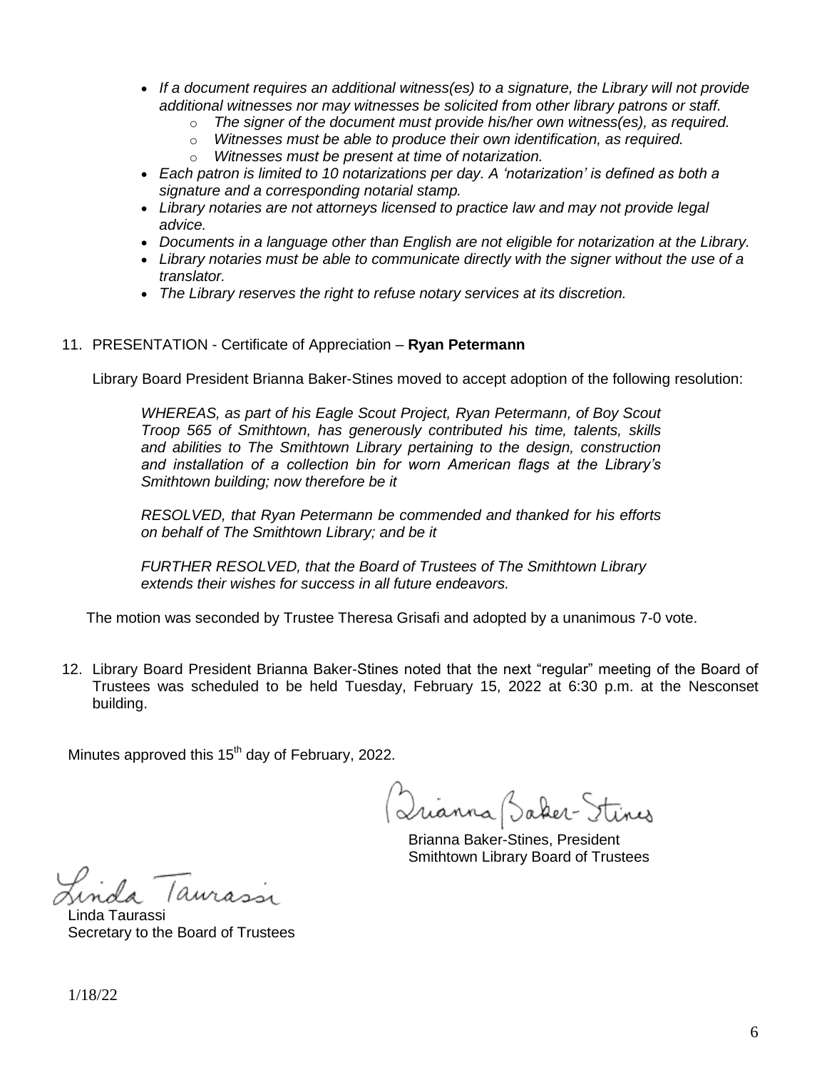- *If a document requires an additional witness(es) to a signature, the Library will not provide additional witnesses nor may witnesses be solicited from other library patrons or staff.*
    - *The signer of the document must provide his/her own witness(es), as required.*
    - *Witnesses must be able to produce their own identification, as required.*
    - *Witnesses must be present at time of notarization.*
- *Each patron is limited to 10 notarizations per day. A 'notarization' is defined as both a signature and a corresponding notarial stamp.*
- *Library notaries are not attorneys licensed to practice law and may not provide legal advice.*
- *Documents in a language other than English are not eligible for notarization at the Library.*
- *Library notaries must be able to communicate directly with the signer without the use of a translator.*
- *The Library reserves the right to refuse notary services at its discretion.*

11. PRESENTATION - Certificate of Appreciation – **Ryan Petermann**

Library Board President Brianna Baker-Stines moved to accept adoption of the following resolution:

*WHEREAS, as part of his Eagle Scout Project, Ryan Petermann, of Boy Scout Troop 565 of Smithtown, has generously contributed his time, talents, skills and abilities to The Smithtown Library pertaining to the design, construction and installation of a collection bin for worn American flags at the Library's Smithtown building; now therefore be it*

*RESOLVED, that Ryan Petermann be commended and thanked for his efforts on behalf of The Smithtown Library; and be it*

*FURTHER RESOLVED, that the Board of Trustees of The Smithtown Library extends their wishes for success in all future endeavors.*

The motion was seconded by Trustee Theresa Grisafi and adopted by a unanimous 7-0 vote.

12. Library Board President Brianna Baker-Stines noted that the next "regular" meeting of the Board of Trustees was scheduled to be held Tuesday, February 15, 2022 at 6:30 p.m. at the Nesconset building.

Minutes approved this 15th day of February, 2022.

Brianna Baker-Stines

Brianna Baker-Stines, President
Smithtown Library Board of Trustees

Linda Taurassi

Linda Taurassi
Secretary to the Board of Trustees

1/18/22